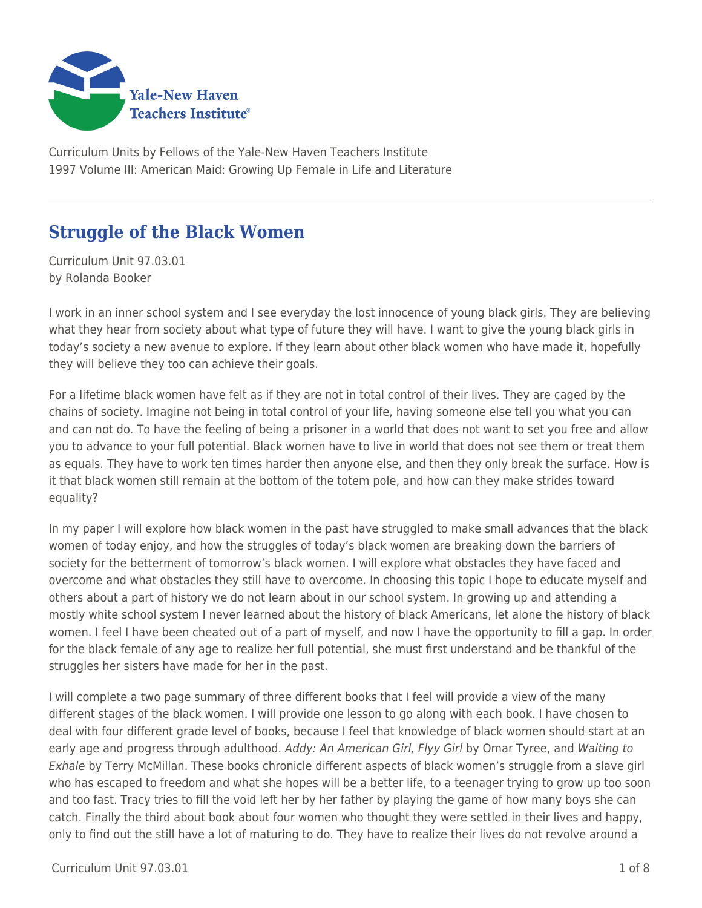Curriculum Units by Fellows of the Yale-New Haven Teachers Institute
1997 Volume III: American Maid: Growing Up Female in Life and Literature

# Struggle of the Black Women

Curriculum Unit 97.03.01
by Rolanda Booker

I work in an inner school system and I see everyday the lost innocence of young black girls. They are believing what they hear from society about what type of future they will have. I want to give the young black girls in today's society a new avenue to explore. If they learn about other black women who have made it, hopefully they will believe they too can achieve their goals.

For a lifetime black women have felt as if they are not in total control of their lives. They are caged by the chains of society. Imagine not being in total control of your life, having someone else tell you what you can and can not do. To have the feeling of being a prisoner in a world that does not want to set you free and allow you to advance to your full potential. Black women have to live in world that does not see them or treat them as equals. They have to work ten times harder then anyone else, and then they only break the surface. How is it that black women still remain at the bottom of the totem pole, and how can they make strides toward equality?

In my paper I will explore how black women in the past have struggled to make small advances that the black women of today enjoy, and how the struggles of today's black women are breaking down the barriers of society for the betterment of tomorrow's black women. I will explore what obstacles they have faced and overcome and what obstacles they still have to overcome. In choosing this topic I hope to educate myself and others about a part of history we do not learn about in our school system. In growing up and attending a mostly white school system I never learned about the history of black Americans, let alone the history of black women. I feel I have been cheated out of a part of myself, and now I have the opportunity to fill a gap. In order for the black female of any age to realize her full potential, she must first understand and be thankful of the struggles her sisters have made for her in the past.

I will complete a two page summary of three different books that I feel will provide a view of the many different stages of the black women. I will provide one lesson to go along with each book. I have chosen to deal with four different grade level of books, because I feel that knowledge of black women should start at an early age and progress through adulthood. *Addy: An American Girl, Flyy Girl* by Omar Tyree, and *Waiting to Exhale* by Terry McMillan. These books chronicle different aspects of black women's struggle from a slave girl who has escaped to freedom and what she hopes will be a better life, to a teenager trying to grow up too soon and too fast. Tracy tries to fill the void left her by her father by playing the game of how many boys she can catch. Finally the third about book about four women who thought they were settled in their lives and happy, only to find out the still have a lot of maturing to do. They have to realize their lives do not revolve around a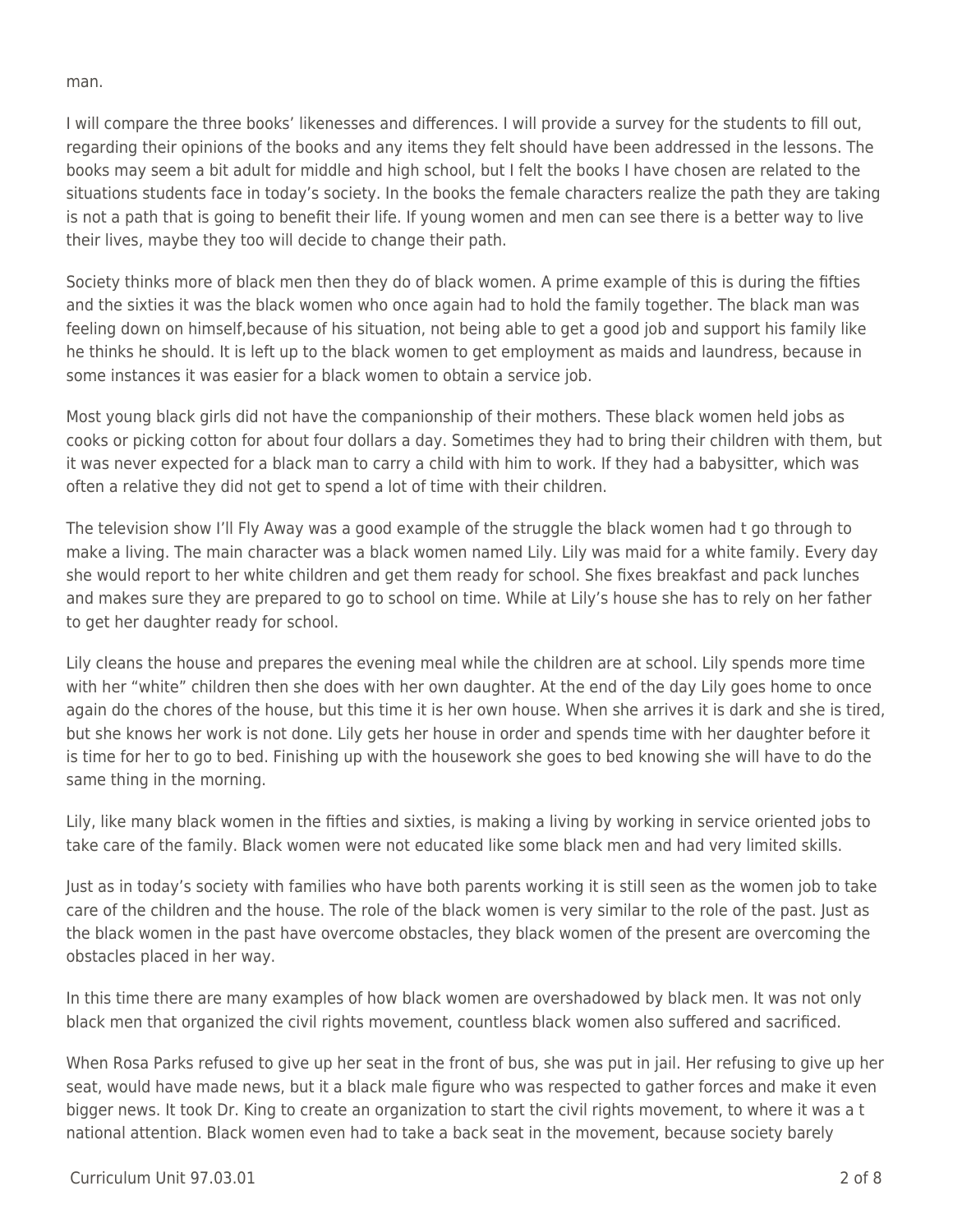man.

I will compare the three books' likenesses and differences. I will provide a survey for the students to fill out, regarding their opinions of the books and any items they felt should have been addressed in the lessons. The books may seem a bit adult for middle and high school, but I felt the books I have chosen are related to the situations students face in today's society. In the books the female characters realize the path they are taking is not a path that is going to benefit their life. If young women and men can see there is a better way to live their lives, maybe they too will decide to change their path.

Society thinks more of black men then they do of black women. A prime example of this is during the fifties and the sixties it was the black women who once again had to hold the family together. The black man was feeling down on himself,because of his situation, not being able to get a good job and support his family like he thinks he should. It is left up to the black women to get employment as maids and laundress, because in some instances it was easier for a black women to obtain a service job.

Most young black girls did not have the companionship of their mothers. These black women held jobs as cooks or picking cotton for about four dollars a day. Sometimes they had to bring their children with them, but it was never expected for a black man to carry a child with him to work. If they had a babysitter, which was often a relative they did not get to spend a lot of time with their children.

The television show I'll Fly Away was a good example of the struggle the black women had t go through to make a living. The main character was a black women named Lily. Lily was maid for a white family. Every day she would report to her white children and get them ready for school. She fixes breakfast and pack lunches and makes sure they are prepared to go to school on time. While at Lily's house she has to rely on her father to get her daughter ready for school.

Lily cleans the house and prepares the evening meal while the children are at school. Lily spends more time with her "white" children then she does with her own daughter. At the end of the day Lily goes home to once again do the chores of the house, but this time it is her own house. When she arrives it is dark and she is tired, but she knows her work is not done. Lily gets her house in order and spends time with her daughter before it is time for her to go to bed. Finishing up with the housework she goes to bed knowing she will have to do the same thing in the morning.

Lily, like many black women in the fifties and sixties, is making a living by working in service oriented jobs to take care of the family. Black women were not educated like some black men and had very limited skills.

Just as in today's society with families who have both parents working it is still seen as the women job to take care of the children and the house. The role of the black women is very similar to the role of the past. Just as the black women in the past have overcome obstacles, they black women of the present are overcoming the obstacles placed in her way.

In this time there are many examples of how black women are overshadowed by black men. It was not only black men that organized the civil rights movement, countless black women also suffered and sacrificed.

When Rosa Parks refused to give up her seat in the front of bus, she was put in jail. Her refusing to give up her seat, would have made news, but it a black male figure who was respected to gather forces and make it even bigger news. It took Dr. King to create an organization to start the civil rights movement, to where it was a t national attention. Black women even had to take a back seat in the movement, because society barely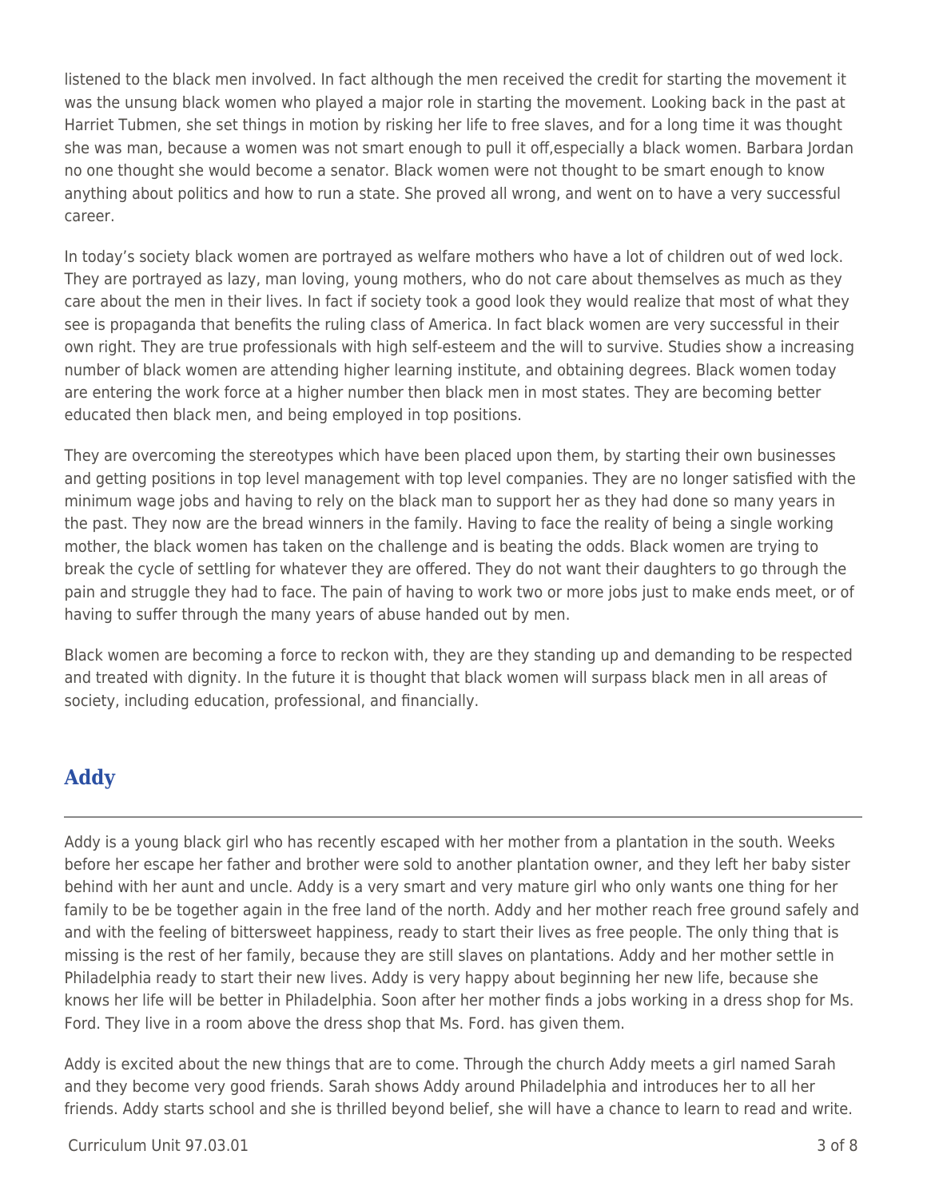listened to the black men involved. In fact although the men received the credit for starting the movement it was the unsung black women who played a major role in starting the movement. Looking back in the past at Harriet Tubmen, she set things in motion by risking her life to free slaves, and for a long time it was thought she was man, because a women was not smart enough to pull it off,especially a black women. Barbara Jordan no one thought she would become a senator. Black women were not thought to be smart enough to know anything about politics and how to run a state. She proved all wrong, and went on to have a very successful career.

In today's society black women are portrayed as welfare mothers who have a lot of children out of wed lock. They are portrayed as lazy, man loving, young mothers, who do not care about themselves as much as they care about the men in their lives. In fact if society took a good look they would realize that most of what they see is propaganda that benefits the ruling class of America. In fact black women are very successful in their own right. They are true professionals with high self-esteem and the will to survive. Studies show a increasing number of black women are attending higher learning institute, and obtaining degrees. Black women today are entering the work force at a higher number then black men in most states. They are becoming better educated then black men, and being employed in top positions.

They are overcoming the stereotypes which have been placed upon them, by starting their own businesses and getting positions in top level management with top level companies. They are no longer satisfied with the minimum wage jobs and having to rely on the black man to support her as they had done so many years in the past. They now are the bread winners in the family. Having to face the reality of being a single working mother, the black women has taken on the challenge and is beating the odds. Black women are trying to break the cycle of settling for whatever they are offered. They do not want their daughters to go through the pain and struggle they had to face. The pain of having to work two or more jobs just to make ends meet, or of having to suffer through the many years of abuse handed out by men.

Black women are becoming a force to reckon with, they are they standing up and demanding to be respected and treated with dignity. In the future it is thought that black women will surpass black men in all areas of society, including education, professional, and financially.

## Addy

Addy is a young black girl who has recently escaped with her mother from a plantation in the south. Weeks before her escape her father and brother were sold to another plantation owner, and they left her baby sister behind with her aunt and uncle. Addy is a very smart and very mature girl who only wants one thing for her family to be be together again in the free land of the north. Addy and her mother reach free ground safely and and with the feeling of bittersweet happiness, ready to start their lives as free people. The only thing that is missing is the rest of her family, because they are still slaves on plantations. Addy and her mother settle in Philadelphia ready to start their new lives. Addy is very happy about beginning her new life, because she knows her life will be better in Philadelphia. Soon after her mother finds a jobs working in a dress shop for Ms. Ford. They live in a room above the dress shop that Ms. Ford. has given them.

Addy is excited about the new things that are to come. Through the church Addy meets a girl named Sarah and they become very good friends. Sarah shows Addy around Philadelphia and introduces her to all her friends. Addy starts school and she is thrilled beyond belief, she will have a chance to learn to read and write.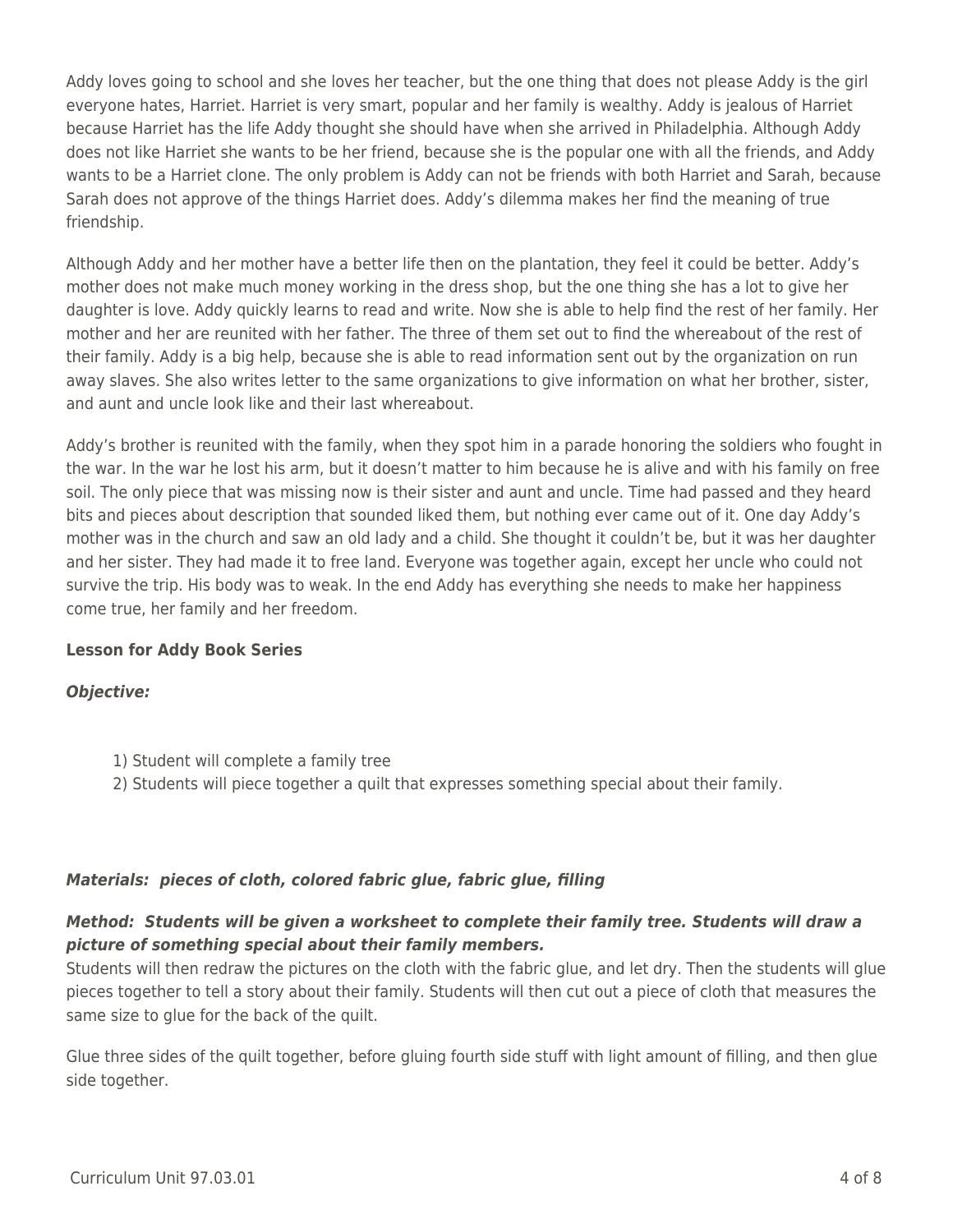Addy loves going to school and she loves her teacher, but the one thing that does not please Addy is the girl everyone hates, Harriet. Harriet is very smart, popular and her family is wealthy. Addy is jealous of Harriet because Harriet has the life Addy thought she should have when she arrived in Philadelphia. Although Addy does not like Harriet she wants to be her friend, because she is the popular one with all the friends, and Addy wants to be a Harriet clone. The only problem is Addy can not be friends with both Harriet and Sarah, because Sarah does not approve of the things Harriet does. Addy's dilemma makes her find the meaning of true friendship.

Although Addy and her mother have a better life then on the plantation, they feel it could be better. Addy's mother does not make much money working in the dress shop, but the one thing she has a lot to give her daughter is love. Addy quickly learns to read and write. Now she is able to help find the rest of her family. Her mother and her are reunited with her father. The three of them set out to find the whereabout of the rest of their family. Addy is a big help, because she is able to read information sent out by the organization on run away slaves. She also writes letter to the same organizations to give information on what her brother, sister, and aunt and uncle look like and their last whereabout.

Addy's brother is reunited with the family, when they spot him in a parade honoring the soldiers who fought in the war. In the war he lost his arm, but it doesn't matter to him because he is alive and with his family on free soil. The only piece that was missing now is their sister and aunt and uncle. Time had passed and they heard bits and pieces about description that sounded liked them, but nothing ever came out of it. One day Addy's mother was in the church and saw an old lady and a child. She thought it couldn't be, but it was her daughter and her sister. They had made it to free land. Everyone was together again, except her uncle who could not survive the trip. His body was to weak. In the end Addy has everything she needs to make her happiness come true, her family and her freedom.

**Lesson for Addy Book Series**

***Objective:***

1) Student will complete a family tree
2) Students will piece together a quilt that expresses something special about their family.

***Materials: pieces of cloth, colored fabric glue, fabric glue, filling***

***Method: Students will be given a worksheet to complete their family tree. Students will draw a picture of something special about their family members.***
Students will then redraw the pictures on the cloth with the fabric glue, and let dry. Then the students will glue pieces together to tell a story about their family. Students will then cut out a piece of cloth that measures the same size to glue for the back of the quilt.

Glue three sides of the quilt together, before gluing fourth side stuff with light amount of filling, and then glue side together.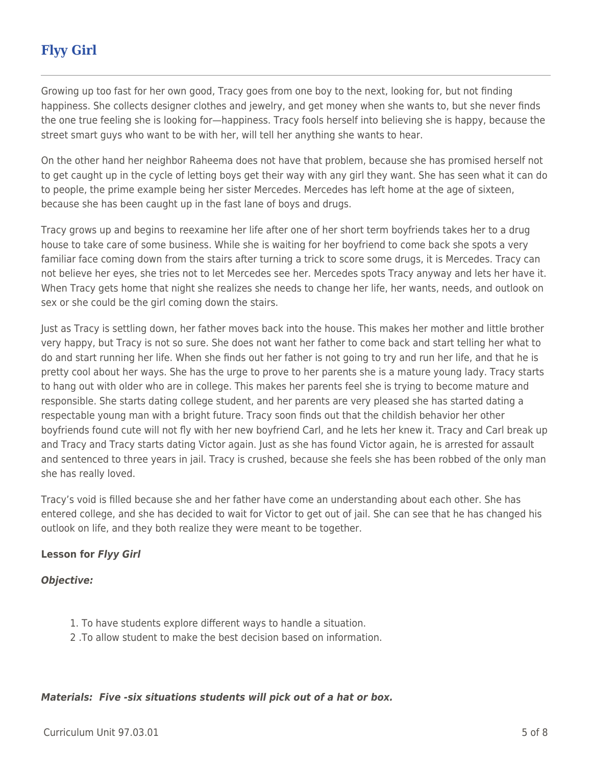## Flyy Girl

Growing up too fast for her own good, Tracy goes from one boy to the next, looking for, but not finding happiness. She collects designer clothes and jewelry, and get money when she wants to, but she never finds the one true feeling she is looking for—happiness. Tracy fools herself into believing she is happy, because the street smart guys who want to be with her, will tell her anything she wants to hear.

On the other hand her neighbor Raheema does not have that problem, because she has promised herself not to get caught up in the cycle of letting boys get their way with any girl they want. She has seen what it can do to people, the prime example being her sister Mercedes. Mercedes has left home at the age of sixteen, because she has been caught up in the fast lane of boys and drugs.

Tracy grows up and begins to reexamine her life after one of her short term boyfriends takes her to a drug house to take care of some business. While she is waiting for her boyfriend to come back she spots a very familiar face coming down from the stairs after turning a trick to score some drugs, it is Mercedes. Tracy can not believe her eyes, she tries not to let Mercedes see her. Mercedes spots Tracy anyway and lets her have it. When Tracy gets home that night she realizes she needs to change her life, her wants, needs, and outlook on sex or she could be the girl coming down the stairs.

Just as Tracy is settling down, her father moves back into the house. This makes her mother and little brother very happy, but Tracy is not so sure. She does not want her father to come back and start telling her what to do and start running her life. When she finds out her father is not going to try and run her life, and that he is pretty cool about her ways. She has the urge to prove to her parents she is a mature young lady. Tracy starts to hang out with older who are in college. This makes her parents feel she is trying to become mature and responsible. She starts dating college student, and her parents are very pleased she has started dating a respectable young man with a bright future. Tracy soon finds out that the childish behavior her other boyfriends found cute will not fly with her new boyfriend Carl, and he lets her knew it. Tracy and Carl break up and Tracy and Tracy starts dating Victor again. Just as she has found Victor again, he is arrested for assault and sentenced to three years in jail. Tracy is crushed, because she feels she has been robbed of the only man she has really loved.

Tracy's void is filled because she and her father have come an understanding about each other. She has entered college, and she has decided to wait for Victor to get out of jail. She can see that he has changed his outlook on life, and they both realize they were meant to be together.

**Lesson for *Flyy Girl***

***Objective:***

1. To have students explore different ways to handle a situation.
2. To allow student to make the best decision based on information.

***Materials: Five -six situations students will pick out of a hat or box.***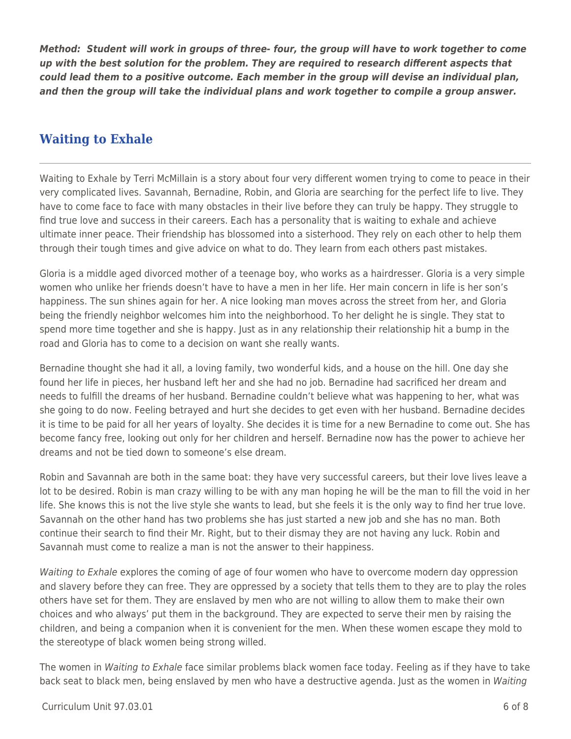***Method: Student will work in groups of three- four, the group will have to work together to come up with the best solution for the problem. They are required to research different aspects that could lead them to a positive outcome. Each member in the group will devise an individual plan, and then the group will take the individual plans and work together to compile a group answer.***

## Waiting to Exhale

Waiting to Exhale by Terri McMillain is a story about four very different women trying to come to peace in their very complicated lives. Savannah, Bernadine, Robin, and Gloria are searching for the perfect life to live. They have to come face to face with many obstacles in their live before they can truly be happy. They struggle to find true love and success in their careers. Each has a personality that is waiting to exhale and achieve ultimate inner peace. Their friendship has blossomed into a sisterhood. They rely on each other to help them through their tough times and give advice on what to do. They learn from each others past mistakes.

Gloria is a middle aged divorced mother of a teenage boy, who works as a hairdresser. Gloria is a very simple women who unlike her friends doesn't have to have a men in her life. Her main concern in life is her son's happiness. The sun shines again for her. A nice looking man moves across the street from her, and Gloria being the friendly neighbor welcomes him into the neighborhood. To her delight he is single. They stat to spend more time together and she is happy. Just as in any relationship their relationship hit a bump in the road and Gloria has to come to a decision on want she really wants.

Bernadine thought she had it all, a loving family, two wonderful kids, and a house on the hill. One day she found her life in pieces, her husband left her and she had no job. Bernadine had sacrificed her dream and needs to fulfill the dreams of her husband. Bernadine couldn't believe what was happening to her, what was she going to do now. Feeling betrayed and hurt she decides to get even with her husband. Bernadine decides it is time to be paid for all her years of loyalty. She decides it is time for a new Bernadine to come out. She has become fancy free, looking out only for her children and herself. Bernadine now has the power to achieve her dreams and not be tied down to someone's else dream.

Robin and Savannah are both in the same boat: they have very successful careers, but their love lives leave a lot to be desired. Robin is man crazy willing to be with any man hoping he will be the man to fill the void in her life. She knows this is not the live style she wants to lead, but she feels it is the only way to find her true love. Savannah on the other hand has two problems she has just started a new job and she has no man. Both continue their search to find their Mr. Right, but to their dismay they are not having any luck. Robin and Savannah must come to realize a man is not the answer to their happiness.

*Waiting to Exhale* explores the coming of age of four women who have to overcome modern day oppression and slavery before they can free. They are oppressed by a society that tells them to they are to play the roles others have set for them. They are enslaved by men who are not willing to allow them to make their own choices and who always' put them in the background. They are expected to serve their men by raising the children, and being a companion when it is convenient for the men. When these women escape they mold to the stereotype of black women being strong willed.

The women in *Waiting to Exhale* face similar problems black women face today. Feeling as if they have to take back seat to black men, being enslaved by men who have a destructive agenda. Just as the women in *Waiting*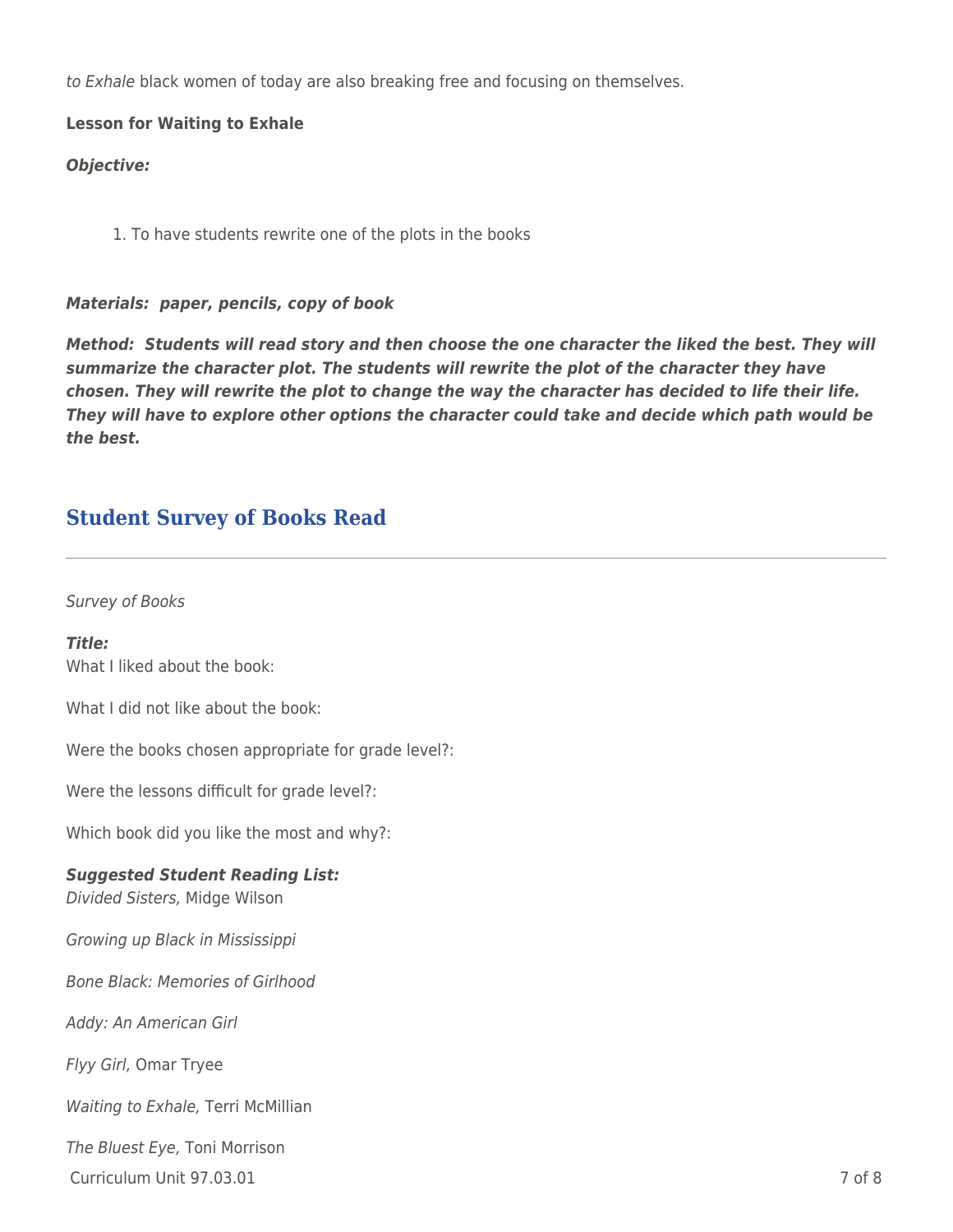*to Exhale* black women of today are also breaking free and focusing on themselves.

**Lesson for Waiting to Exhale**

***Objective:***

1. To have students rewrite one of the plots in the books

***Materials: paper, pencils, copy of book***

***Method: Students will read story and then choose the one character the liked the best. They will summarize the character plot. The students will rewrite the plot of the character they have chosen. They will rewrite the plot to change the way the character has decided to life their life. They will have to explore other options the character could take and decide which path would be the best.***

## Student Survey of Books Read

---

*Survey of Books*

***Title:***
What I liked about the book:

What I did not like about the book:

Were the books chosen appropriate for grade level?:

Were the lessons difficult for grade level?:

Which book did you like the most and why?:

***Suggested Student Reading List:***
*Divided Sisters,* Midge Wilson

*Growing up Black in Mississippi*

*Bone Black: Memories of Girlhood*

*Addy: An American Girl*

*Flyy Girl,* Omar Tryee

*Waiting to Exhale,* Terri McMillian

*The Bluest Eye,* Toni Morrison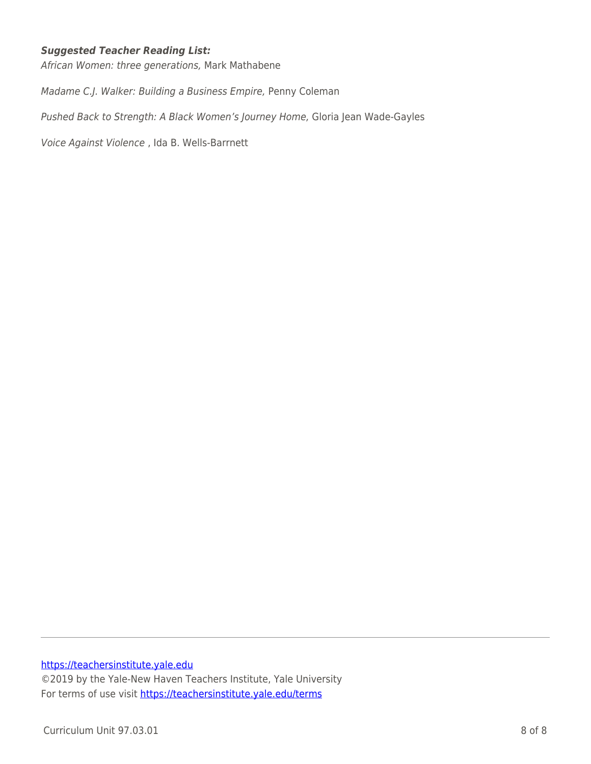***Suggested Teacher Reading List:***

*African Women: three generations,* Mark Mathabene

*Madame C.J. Walker: Building a Business Empire,* Penny Coleman

*Pushed Back to Strength: A Black Women's Journey Home,* Gloria Jean Wade-Gayles

*Voice Against Violence* , Ida B. Wells-Barrnett

https://teachersinstitute.yale.edu
©2019 by the Yale-New Haven Teachers Institute, Yale University
For terms of use visit https://teachersinstitute.yale.edu/terms